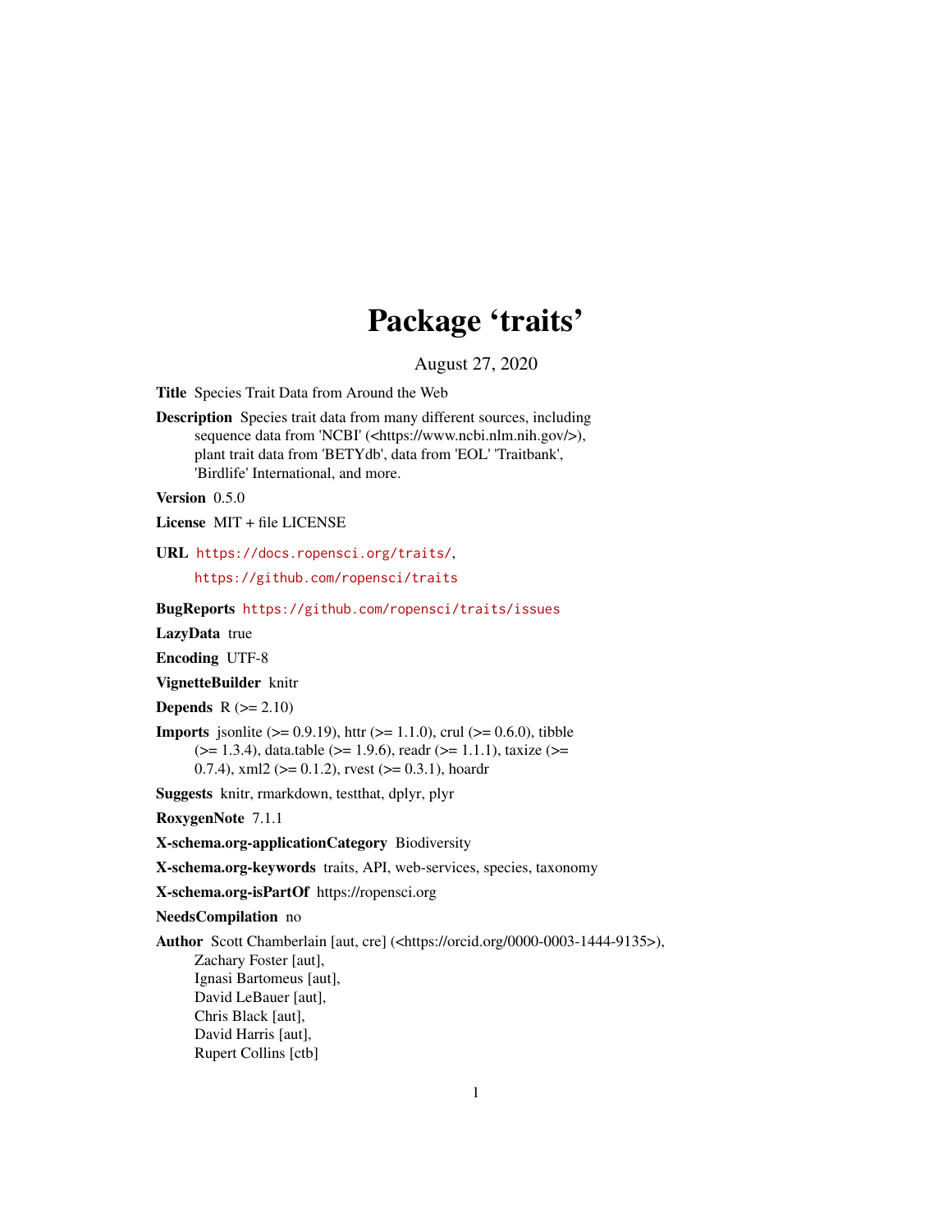# Package 'traits'

August 27, 2020

**Title** Species Trait Data from Around the Web

**Description** Species trait data from many different sources, including sequence data from 'NCBI' (<https://www.ncbi.nlm.nih.gov/>), plant trait data from 'BETYdb', data from 'EOL' 'Traitbank', 'Birdlife' International, and more.

**Version** 0.5.0

**License** MIT + file LICENSE

**URL** https://docs.ropensci.org/traits/,
https://github.com/ropensci/traits

**BugReports** https://github.com/ropensci/traits/issues

**LazyData** true

**Encoding** UTF-8

**VignetteBuilder** knitr

**Depends** R (>= 2.10)

**Imports** jsonlite (>= 0.9.19), httr (>= 1.1.0), crul (>= 0.6.0), tibble (>= 1.3.4), data.table (>= 1.9.6), readr (>= 1.1.1), taxize (>= 0.7.4), xml2 (>= 0.1.2), rvest (>= 0.3.1), hoardr

**Suggests** knitr, rmarkdown, testthat, dplyr, plyr

**RoxygenNote** 7.1.1

**X-schema.org-applicationCategory** Biodiversity

**X-schema.org-keywords** traits, API, web-services, species, taxonomy

**X-schema.org-isPartOf** https://ropensci.org

**NeedsCompilation** no

**Author** Scott Chamberlain [aut, cre] (<https://orcid.org/0000-0003-1444-9135>),
Zachary Foster [aut],
Ignasi Bartomeus [aut],
David LeBauer [aut],
Chris Black [aut],
David Harris [aut],
Rupert Collins [ctb]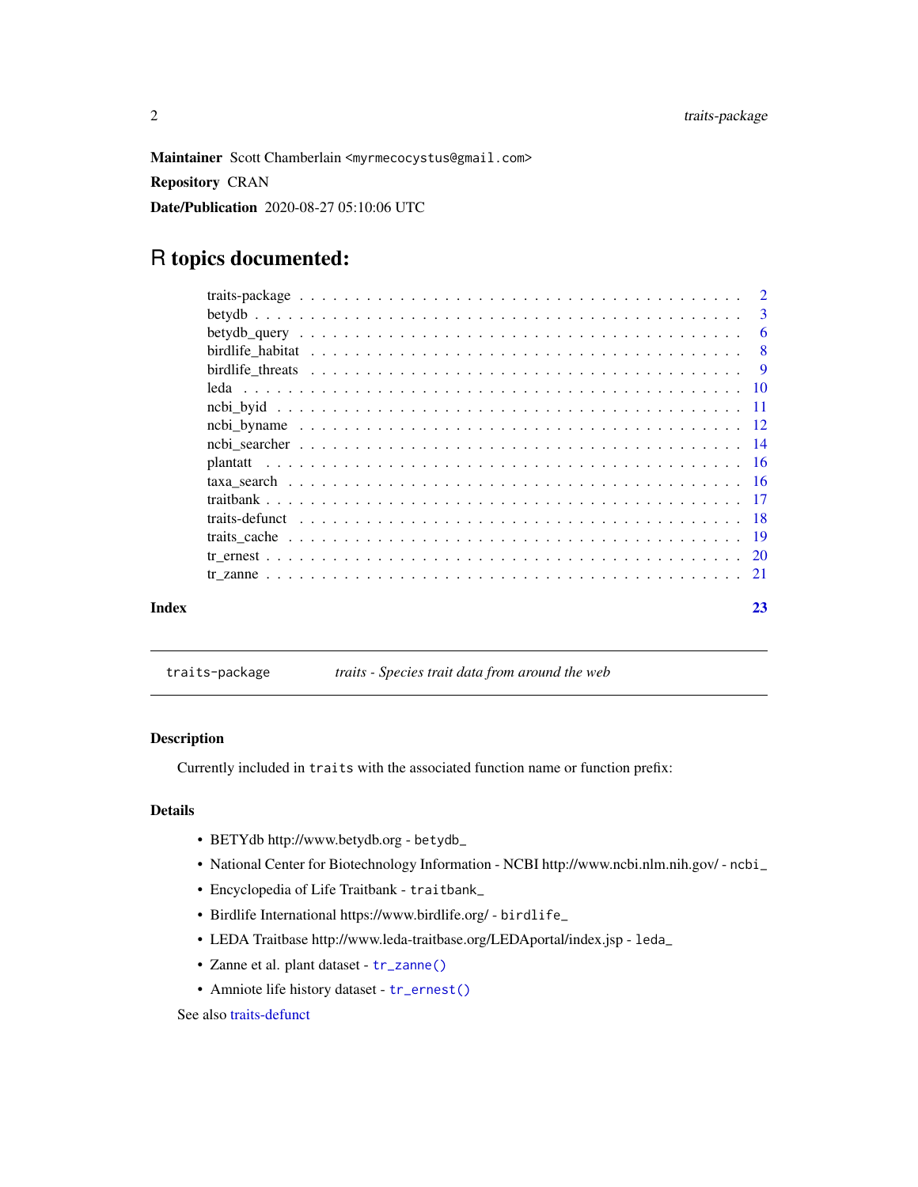**Maintainer** Scott Chamberlain <myrmecocystus@gmail.com>

**Repository** CRAN

**Date/Publication** 2020-08-27 05:10:06 UTC

# R topics documented:

| | |
|---|---|
| traits-package | 2 |
| betydb | 3 |
| betydb_query | 6 |
| birdlife_habitat | 8 |
| birdlife_threats | 9 |
| leda | 10 |
| ncbi_byid | 11 |
| ncbi_byname | 12 |
| ncbi_searcher | 14 |
| plantatt | 16 |
| taxa_search | 16 |
| traitbank | 17 |
| traits-defunct | 18 |
| traits_cache | 19 |
| tr_ernest | 20 |
| tr_zanne | 21 |

**Index** **23**

---

`traits-package` *traits - Species trait data from around the web*

---

### Description

Currently included in `traits` with the associated function name or function prefix:

### Details

- BETYdb http://www.betydb.org - `betydb_`
- National Center for Biotechnology Information - NCBI http://www.ncbi.nlm.nih.gov/ - `ncbi_`
- Encyclopedia of Life Traitbank - `traitbank_`
- Birdlife International https://www.birdlife.org/ - `birdlife_`
- LEDA Traitbase http://www.leda-traitbase.org/LEDAportal/index.jsp - `leda_`
- Zanne et al. plant dataset - `tr_zanne()`
- Amniote life history dataset - `tr_ernest()`

See also traits-defunct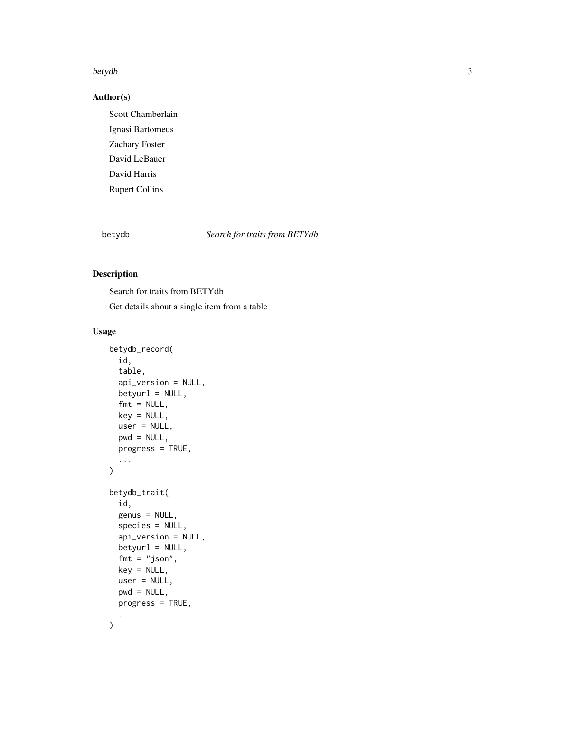## Author(s)

Scott Chamberlain

Ignasi Bartomeus

Zachary Foster

David LeBauer

David Harris

Rupert Collins

---

## betydb — *Search for traits from BETYdb*

---

### Description

Search for traits from BETYdb

Get details about a single item from a table

### Usage

```
betydb_record(
  id,
  table,
  api_version = NULL,
  betyurl = NULL,
  fmt = NULL,
  key = NULL,
  user = NULL,
  pwd = NULL,
  progress = TRUE,
  ...
)

betydb_trait(
  id,
  genus = NULL,
  species = NULL,
  api_version = NULL,
  betyurl = NULL,
  fmt = "json",
  key = NULL,
  user = NULL,
  pwd = NULL,
  progress = TRUE,
  ...
)
```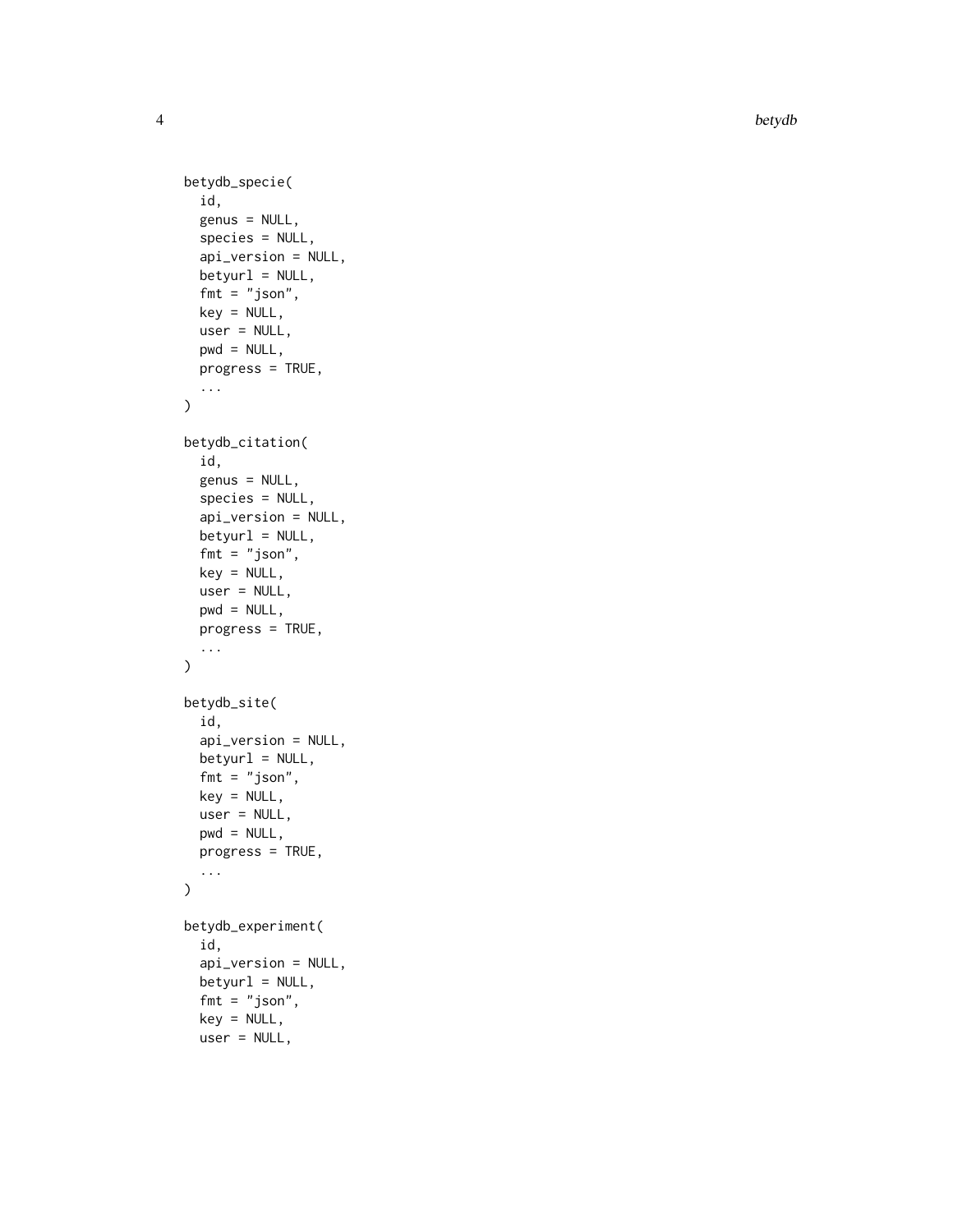```
betydb_specie(
  id,
  genus = NULL,
  species = NULL,
  api_version = NULL,
  betyurl = NULL,
  fmt = "json",
  key = NULL,
  user = NULL,
  pwd = NULL,
  progress = TRUE,
  ...
)

betydb_citation(
  id,
  genus = NULL,
  species = NULL,
  api_version = NULL,
  betyurl = NULL,
  fmt = "json",
  key = NULL,
  user = NULL,
  pwd = NULL,
  progress = TRUE,
  ...
)

betydb_site(
  id,
  api_version = NULL,
  betyurl = NULL,
  fmt = "json",
  key = NULL,
  user = NULL,
  pwd = NULL,
  progress = TRUE,
  ...
)

betydb_experiment(
  id,
  api_version = NULL,
  betyurl = NULL,
  fmt = "json",
  key = NULL,
  user = NULL,
```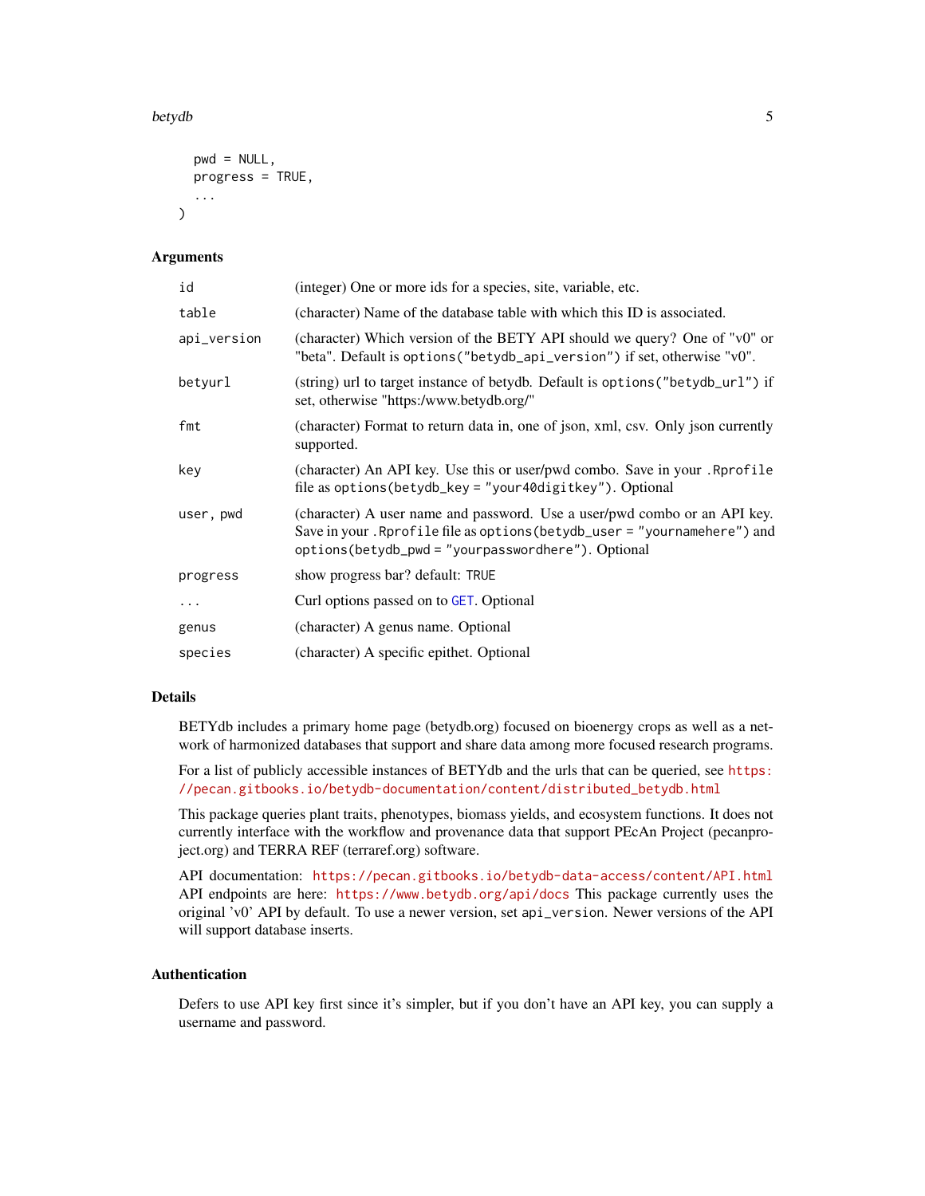```
  pwd = NULL,
  progress = TRUE,
  ...
)
```

### Arguments

| | |
|---|---|
| `id` | (integer) One or more ids for a species, site, variable, etc. |
| `table` | (character) Name of the database table with which this ID is associated. |
| `api_version` | (character) Which version of the BETY API should we query? One of "v0" or "beta". Default is `options("betydb_api_version")` if set, otherwise "v0". |
| `betyurl` | (string) url to target instance of betydb. Default is `options("betydb_url")` if set, otherwise "https:/www.betydb.org/" |
| `fmt` | (character) Format to return data in, one of json, xml, csv. Only json currently supported. |
| `key` | (character) An API key. Use this or user/pwd combo. Save in your `.Rprofile` file as `options(betydb_key = "your40digitkey")`. Optional |
| `user, pwd` | (character) A user name and password. Use a user/pwd combo or an API key. Save in your `.Rprofile` file as `options(betydb_user = "yournamehere")` and `options(betydb_pwd = "yourpasswordhere")`. Optional |
| `progress` | show progress bar? default: `TRUE` |
| `...` | Curl options passed on to `GET`. Optional |
| `genus` | (character) A genus name. Optional |
| `species` | (character) A specific epithet. Optional |

### Details

BETYdb includes a primary home page (betydb.org) focused on bioenergy crops as well as a network of harmonized databases that support and share data among more focused research programs.

For a list of publicly accessible instances of BETYdb and the urls that can be queried, see https://pecan.gitbooks.io/betydb-documentation/content/distributed_betydb.html

This package queries plant traits, phenotypes, biomass yields, and ecosystem functions. It does not currently interface with the workflow and provenance data that support PEcAn Project (pecanproject.org) and TERRA REF (terraref.org) software.

API documentation: https://pecan.gitbooks.io/betydb-data-access/content/API.html API endpoints are here: https://www.betydb.org/api/docs This package currently uses the original 'v0' API by default. To use a newer version, set `api_version`. Newer versions of the API will support database inserts.

### Authentication

Defers to use API key first since it's simpler, but if you don't have an API key, you can supply a username and password.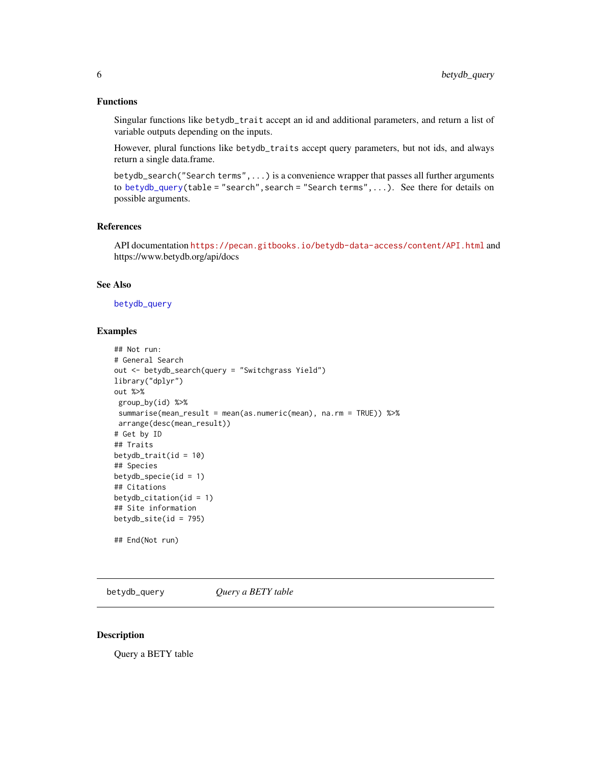### Functions

Singular functions like `betydb_trait` accept an id and additional parameters, and return a list of variable outputs depending on the inputs.

However, plural functions like `betydb_traits` accept query parameters, but not ids, and always return a single data.frame.

`betydb_search("Search terms", ...)` is a convenience wrapper that passes all further arguments to `betydb_query(table = "search", search = "Search terms", ...)`. See there for details on possible arguments.

### References

API documentation https://pecan.gitbooks.io/betydb-data-access/content/API.html and https://www.betydb.org/api/docs

### See Also

`betydb_query`

### Examples

```
## Not run:
# General Search
out <- betydb_search(query = "Switchgrass Yield")
library("dplyr")
out %>%
 group_by(id) %>%
 summarise(mean_result = mean(as.numeric(mean), na.rm = TRUE)) %>%
 arrange(desc(mean_result))
# Get by ID
## Traits
betydb_trait(id = 10)
## Species
betydb_specie(id = 1)
## Citations
betydb_citation(id = 1)
## Site information
betydb_site(id = 795)

## End(Not run)
```

---

## betydb_query *Query a BETY table*

### Description

Query a BETY table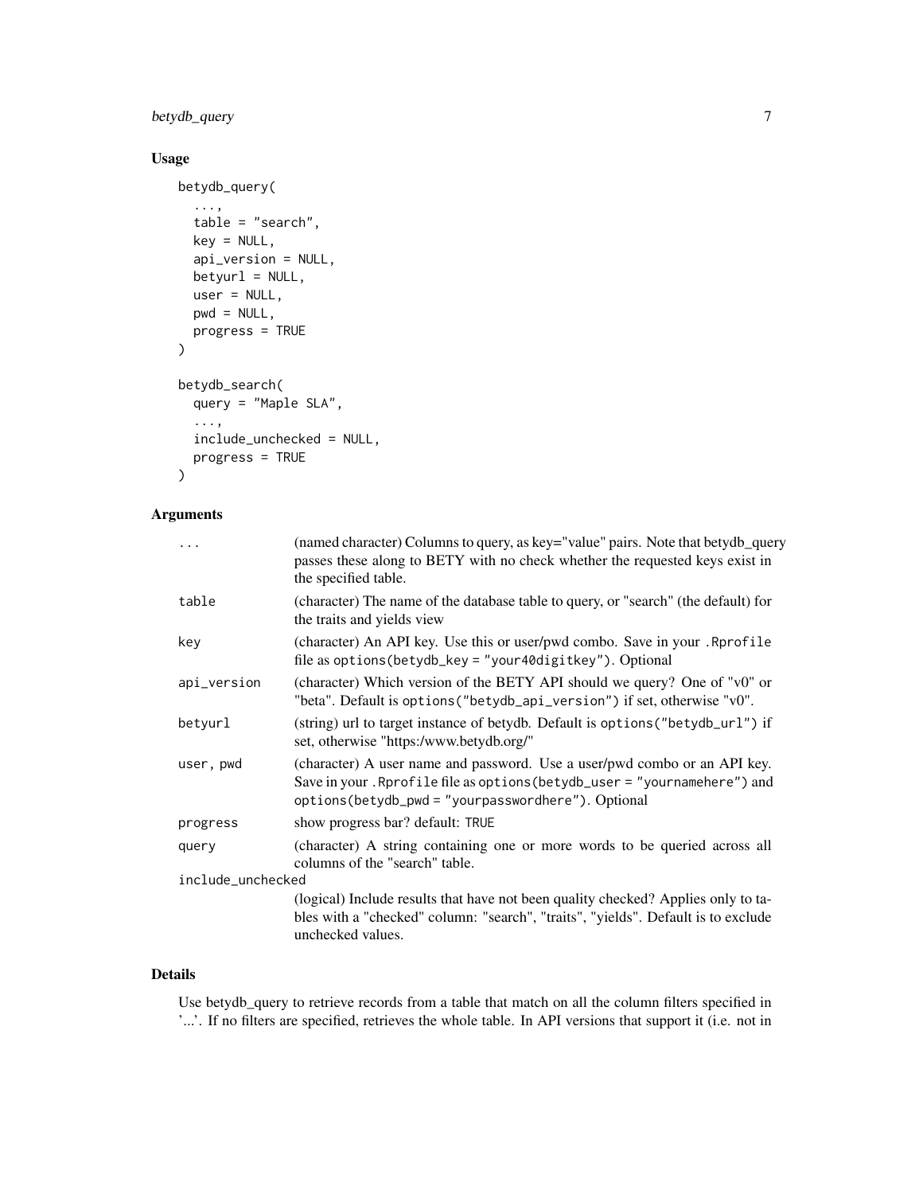## Usage

```
betydb_query(
  ...,
  table = "search",
  key = NULL,
  api_version = NULL,
  betyurl = NULL,
  user = NULL,
  pwd = NULL,
  progress = TRUE
)

betydb_search(
  query = "Maple SLA",
  ...,
  include_unchecked = NULL,
  progress = TRUE
)
```

## Arguments

| | |
|---|---|
| `...` | (named character) Columns to query, as key="value" pairs. Note that betydb_query passes these along to BETY with no check whether the requested keys exist in the specified table. |
| `table` | (character) The name of the database table to query, or "search" (the default) for the traits and yields view |
| `key` | (character) An API key. Use this or user/pwd combo. Save in your `.Rprofile` file as `options(betydb_key = "your40digitkey")`. Optional |
| `api_version` | (character) Which version of the BETY API should we query? One of "v0" or "beta". Default is `options("betydb_api_version")` if set, otherwise "v0". |
| `betyurl` | (string) url to target instance of betydb. Default is `options("betydb_url")` if set, otherwise "https:/www.betydb.org/" |
| `user, pwd` | (character) A user name and password. Use a user/pwd combo or an API key. Save in your `.Rprofile` file as `options(betydb_user = "yournamehere")` and `options(betydb_pwd = "yourpasswordhere")`. Optional |
| `progress` | show progress bar? default: `TRUE` |
| `query` | (character) A string containing one or more words to be queried across all columns of the "search" table. |
| `include_unchecked` | (logical) Include results that have not been quality checked? Applies only to tables with a "checked" column: "search", "traits", "yields". Default is to exclude unchecked values. |

## Details

Use betydb_query to retrieve records from a table that match on all the column filters specified in '...'. If no filters are specified, retrieves the whole table. In API versions that support it (i.e. not in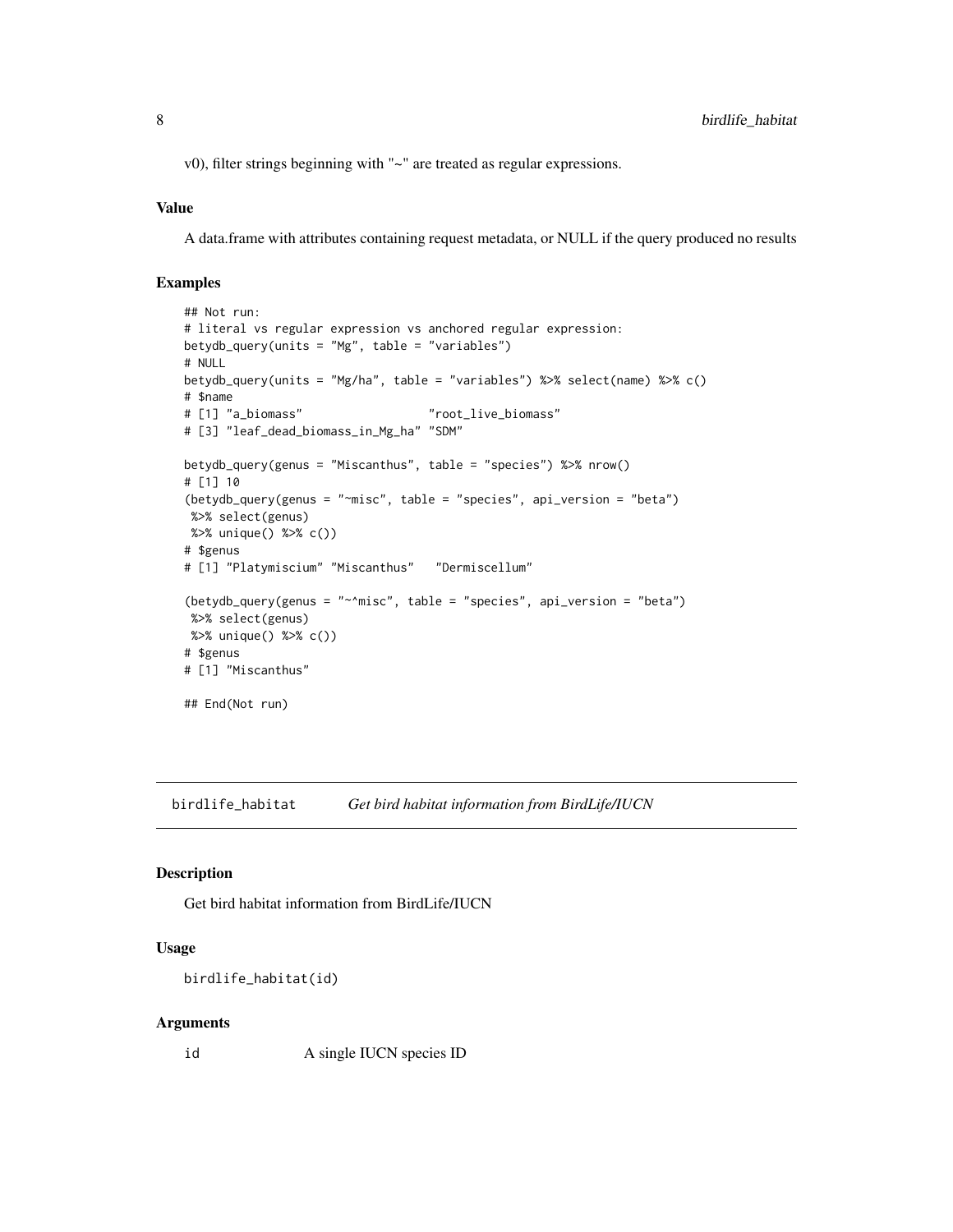v0), filter strings beginning with "~" are treated as regular expressions.

### Value

A data.frame with attributes containing request metadata, or NULL if the query produced no results

### Examples

```
## Not run:
# literal vs regular expression vs anchored regular expression:
betydb_query(units = "Mg", table = "variables")
# NULL
betydb_query(units = "Mg/ha", table = "variables") %>% select(name) %>% c()
# $name
# [1] "a_biomass"                  "root_live_biomass"
# [3] "leaf_dead_biomass_in_Mg_ha" "SDM"

betydb_query(genus = "Miscanthus", table = "species") %>% nrow()
# [1] 10
(betydb_query(genus = "~misc", table = "species", api_version = "beta")
 %>% select(genus)
 %>% unique() %>% c())
# $genus
# [1] "Platymiscium" "Miscanthus"   "Dermiscellum"

(betydb_query(genus = "~^misc", table = "species", api_version = "beta")
 %>% select(genus)
 %>% unique() %>% c())
# $genus
# [1] "Miscanthus"

## End(Not run)
```

## birdlife_habitat — *Get bird habitat information from BirdLife/IUCN*

### Description

Get bird habitat information from BirdLife/IUCN

### Usage

```
birdlife_habitat(id)
```

### Arguments

| | |
|---|---|
| id | A single IUCN species ID |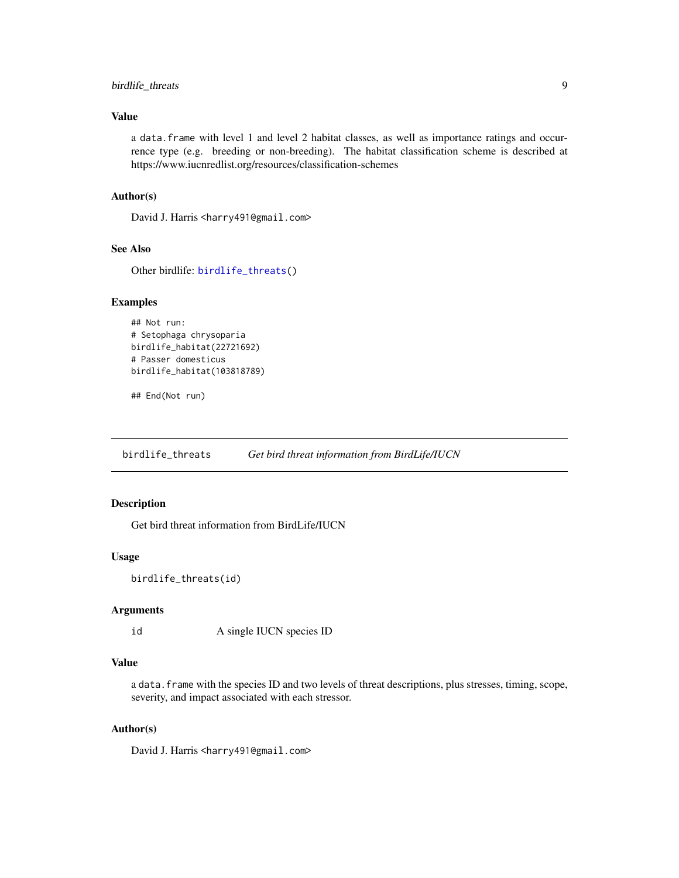### Value

a `data.frame` with level 1 and level 2 habitat classes, as well as importance ratings and occurrence type (e.g. breeding or non-breeding). The habitat classification scheme is described at https://www.iucnredlist.org/resources/classification-schemes

### Author(s)

David J. Harris <harry491@gmail.com>

### See Also

Other birdlife: `birdlife_threats()`

### Examples

```
## Not run:
# Setophaga chrysoparia
birdlife_habitat(22721692)
# Passer domesticus
birdlife_habitat(103818789)

## End(Not run)
```

---

## birdlife_threats    *Get bird threat information from BirdLife/IUCN*

### Description

Get bird threat information from BirdLife/IUCN

### Usage

```
birdlife_threats(id)
```

### Arguments

| | |
|---|---|
| `id` | A single IUCN species ID |

### Value

a `data.frame` with the species ID and two levels of threat descriptions, plus stresses, timing, scope, severity, and impact associated with each stressor.

### Author(s)

David J. Harris <harry491@gmail.com>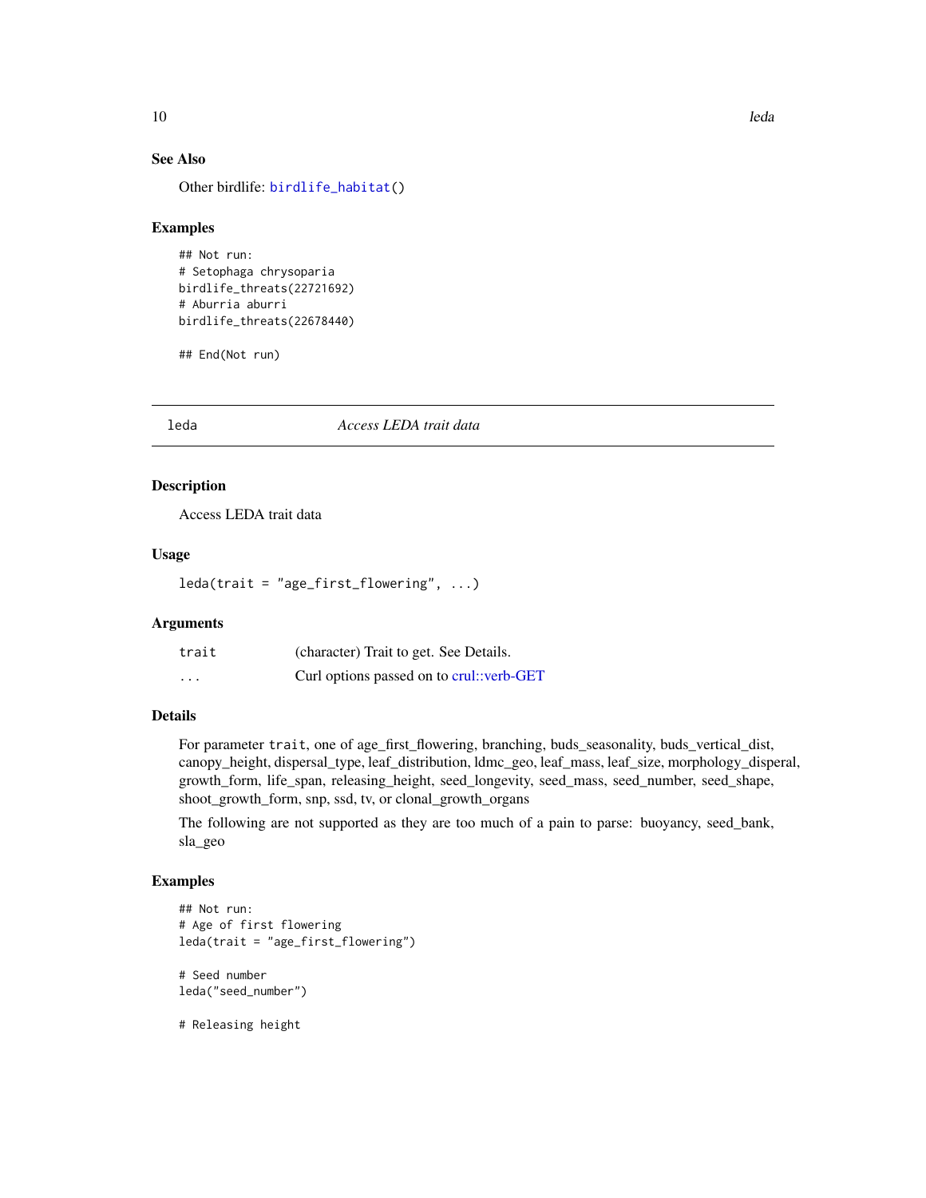### See Also

Other birdlife: `birdlife_habitat()`

### Examples

```
## Not run:
# Setophaga chrysoparia
birdlife_threats(22721692)
# Aburria aburri
birdlife_threats(22678440)

## End(Not run)
```

---

## leda — *Access LEDA trait data*

---

### Description

Access LEDA trait data

### Usage

```
leda(trait = "age_first_flowering", ...)
```

### Arguments

| | |
|---|---|
| `trait` | (character) Trait to get. See Details. |
| `...` | Curl options passed on to crul::verb-GET |

### Details

For parameter `trait`, one of age_first_flowering, branching, buds_seasonality, buds_vertical_dist, canopy_height, dispersal_type, leaf_distribution, ldmc_geo, leaf_mass, leaf_size, morphology_disperal, growth_form, life_span, releasing_height, seed_longevity, seed_mass, seed_number, seed_shape, shoot_growth_form, snp, ssd, tv, or clonal_growth_organs

The following are not supported as they are too much of a pain to parse: buoyancy, seed_bank, sla_geo

### Examples

```
## Not run:
# Age of first flowering
leda(trait = "age_first_flowering")

# Seed number
leda("seed_number")

# Releasing height
```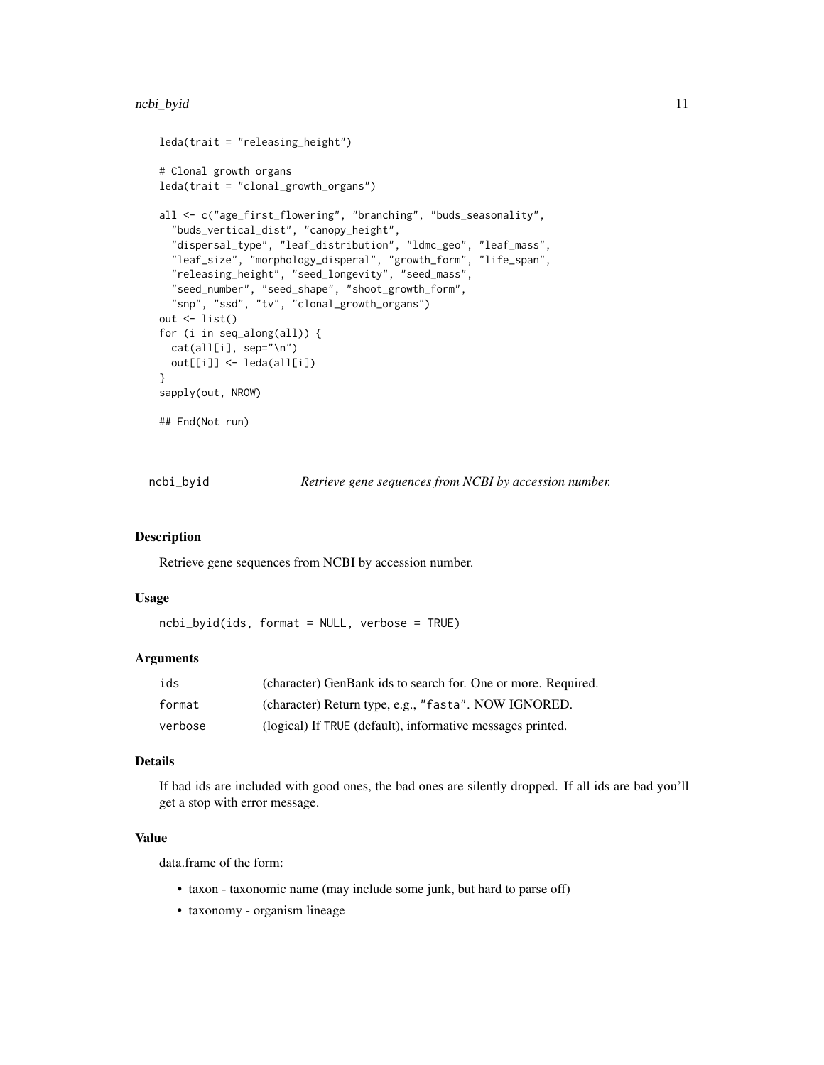```
leda(trait = "releasing_height")

# Clonal growth organs
leda(trait = "clonal_growth_organs")

all <- c("age_first_flowering", "branching", "buds_seasonality",
  "buds_vertical_dist", "canopy_height",
  "dispersal_type", "leaf_distribution", "ldmc_geo", "leaf_mass",
  "leaf_size", "morphology_disperal", "growth_form", "life_span",
  "releasing_height", "seed_longevity", "seed_mass",
  "seed_number", "seed_shape", "shoot_growth_form",
  "snp", "ssd", "tv", "clonal_growth_organs")
out <- list()
for (i in seq_along(all)) {
  cat(all[i], sep="\n")
  out[[i]] <- leda(all[i])
}
sapply(out, NROW)

## End(Not run)
```

## ncbi_byid — *Retrieve gene sequences from NCBI by accession number.*

### Description

Retrieve gene sequences from NCBI by accession number.

### Usage

```
ncbi_byid(ids, format = NULL, verbose = TRUE)
```

### Arguments

| | |
|---|---|
| ids | (character) GenBank ids to search for. One or more. Required. |
| format | (character) Return type, e.g., "fasta". NOW IGNORED. |
| verbose | (logical) If TRUE (default), informative messages printed. |

### Details

If bad ids are included with good ones, the bad ones are silently dropped. If all ids are bad you'll get a stop with error message.

### Value

data.frame of the form:

- taxon - taxonomic name (may include some junk, but hard to parse off)
- taxonomy - organism lineage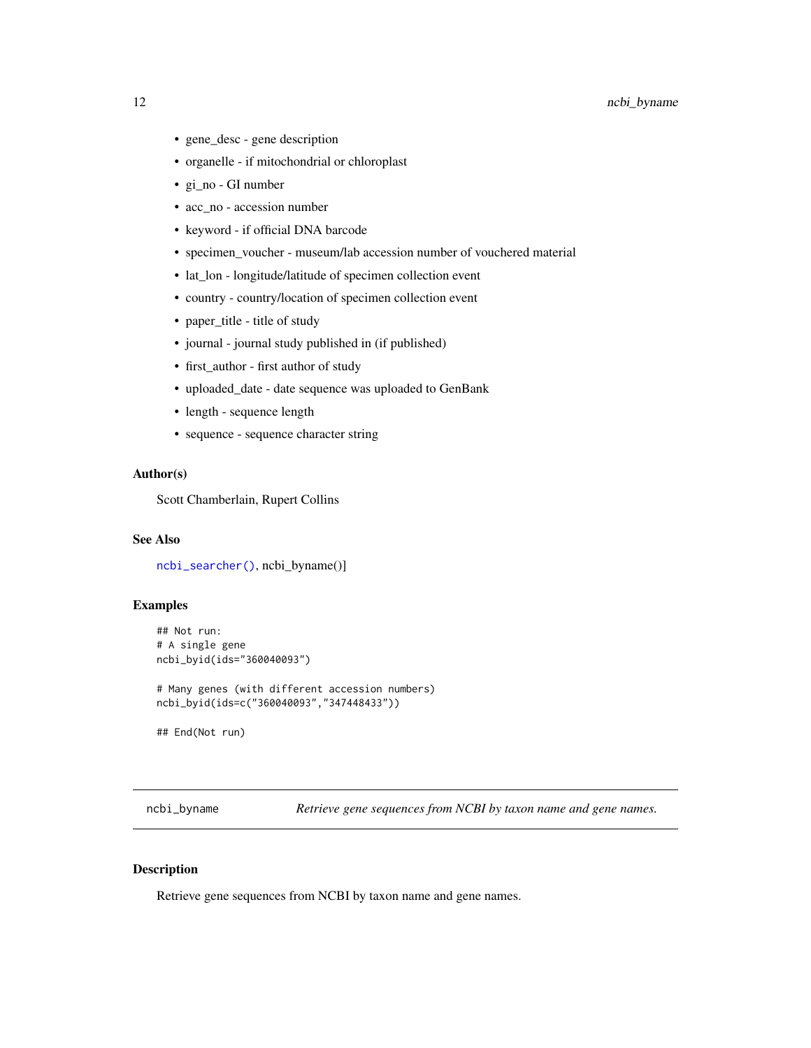- gene_desc - gene description
- organelle - if mitochondrial or chloroplast
- gi_no - GI number
- acc_no - accession number
- keyword - if official DNA barcode
- specimen_voucher - museum/lab accession number of vouchered material
- lat_lon - longitude/latitude of specimen collection event
- country - country/location of specimen collection event
- paper_title - title of study
- journal - journal study published in (if published)
- first_author - first author of study
- uploaded_date - date sequence was uploaded to GenBank
- length - sequence length
- sequence - sequence character string

### Author(s)

Scott Chamberlain, Rupert Collins

### See Also

`ncbi_searcher()`, ncbi_byname()]

### Examples

```
## Not run:
# A single gene
ncbi_byid(ids="360040093")

# Many genes (with different accession numbers)
ncbi_byid(ids=c("360040093","347448433"))

## End(Not run)
```

---

## ncbi_byname — *Retrieve gene sequences from NCBI by taxon name and gene names.*

### Description

Retrieve gene sequences from NCBI by taxon name and gene names.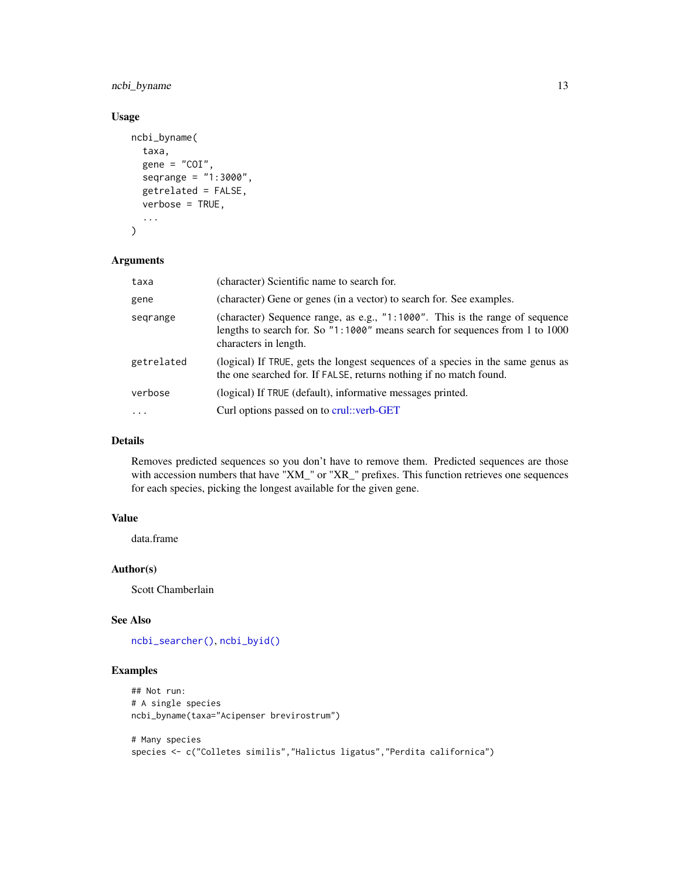### Usage

```
ncbi_byname(
  taxa,
  gene = "COI",
  seqrange = "1:3000",
  getrelated = FALSE,
  verbose = TRUE,
  ...
)
```

### Arguments

| | |
|---|---|
| taxa | (character) Scientific name to search for. |
| gene | (character) Gene or genes (in a vector) to search for. See examples. |
| seqrange | (character) Sequence range, as e.g., `"1:1000"`. This is the range of sequence lengths to search for. So `"1:1000"` means search for sequences from 1 to 1000 characters in length. |
| getrelated | (logical) If `TRUE`, gets the longest sequences of a species in the same genus as the one searched for. If `FALSE`, returns nothing if no match found. |
| verbose | (logical) If `TRUE` (default), informative messages printed. |
| ... | Curl options passed on to crul::verb-GET |

### Details

Removes predicted sequences so you don't have to remove them. Predicted sequences are those with accession numbers that have "XM_" or "XR_" prefixes. This function retrieves one sequences for each species, picking the longest available for the given gene.

### Value

data.frame

### Author(s)

Scott Chamberlain

### See Also

`ncbi_searcher()`, `ncbi_byid()`

### Examples

```
## Not run:
# A single species
ncbi_byname(taxa="Acipenser brevirostrum")

# Many species
species <- c("Colletes similis","Halictus ligatus","Perdita californica")
```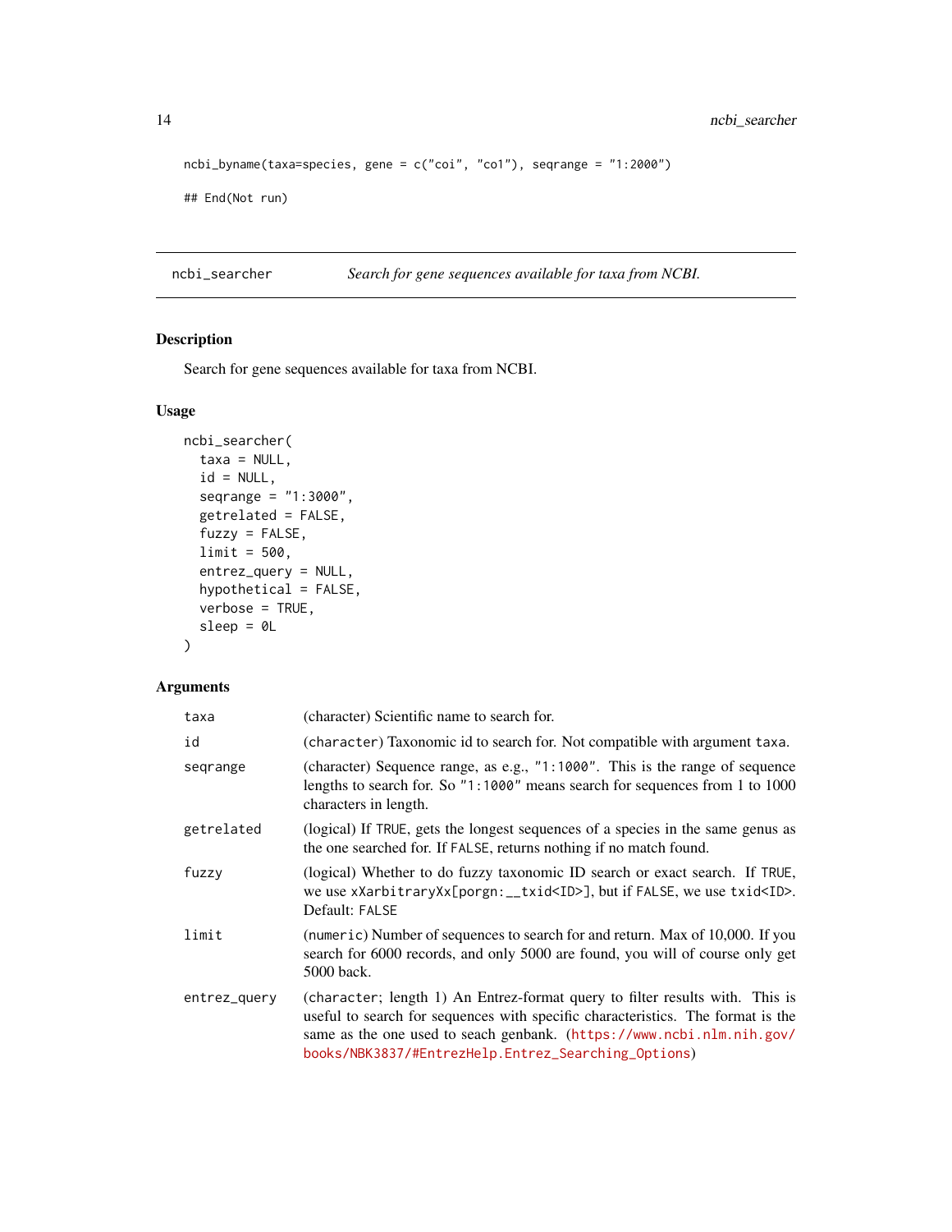```
ncbi_byname(taxa=species, gene = c("coi", "co1"), seqrange = "1:2000")

## End(Not run)
```

## ncbi_searcher — *Search for gene sequences available for taxa from NCBI.*

### Description

Search for gene sequences available for taxa from NCBI.

### Usage

```
ncbi_searcher(
  taxa = NULL,
  id = NULL,
  seqrange = "1:3000",
  getrelated = FALSE,
  fuzzy = FALSE,
  limit = 500,
  entrez_query = NULL,
  hypothetical = FALSE,
  verbose = TRUE,
  sleep = 0L
)
```

### Arguments

| | |
|---|---|
| `taxa` | (character) Scientific name to search for. |
| `id` | (`character`) Taxonomic id to search for. Not compatible with argument `taxa`. |
| `seqrange` | (character) Sequence range, as e.g., `"1:1000"`. This is the range of sequence lengths to search for. So `"1:1000"` means search for sequences from 1 to 1000 characters in length. |
| `getrelated` | (logical) If `TRUE`, gets the longest sequences of a species in the same genus as the one searched for. If `FALSE`, returns nothing if no match found. |
| `fuzzy` | (logical) Whether to do fuzzy taxonomic ID search or exact search. If `TRUE`, we use `xXarbitraryXx[porgn:__txid<ID>]`, but if `FALSE`, we use `txid<ID>`. Default: `FALSE` |
| `limit` | (`numeric`) Number of sequences to search for and return. Max of 10,000. If you search for 6000 records, and only 5000 are found, you will of course only get 5000 back. |
| `entrez_query` | (`character`; length 1) An Entrez-format query to filter results with. This is useful to search for sequences with specific characteristics. The format is the same as the one used to seach genbank. (https://www.ncbi.nlm.nih.gov/books/NBK3837/#EntrezHelp.Entrez_Searching_Options) |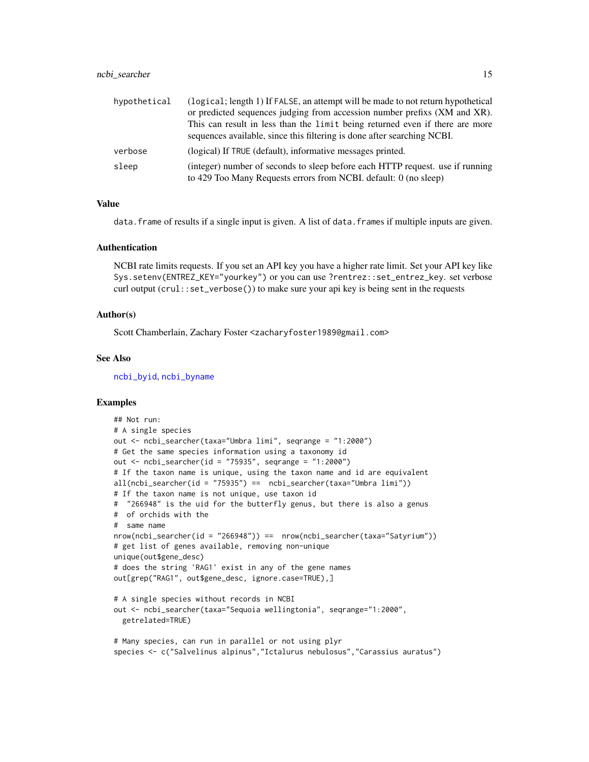| | |
|---|---|
| hypothetical | (logical; length 1) If FALSE, an attempt will be made to not return hypothetical or predicted sequences judging from accession number prefixs (XM and XR). This can result in less than the limit being returned even if there are more sequences available, since this filtering is done after searching NCBI. |
| verbose | (logical) If TRUE (default), informative messages printed. |
| sleep | (integer) number of seconds to sleep before each HTTP request. use if running to 429 Too Many Requests errors from NCBI. default: 0 (no sleep) |

### Value

data.frame of results if a single input is given. A list of data.frames if multiple inputs are given.

### Authentication

NCBI rate limits requests. If you set an API key you have a higher rate limit. Set your API key like Sys.setenv(ENTREZ_KEY="yourkey") or you can use ?rentrez::set_entrez_key. set verbose curl output (crul::set_verbose()) to make sure your api key is being sent in the requests

### Author(s)

Scott Chamberlain, Zachary Foster <zacharyfoster1989@gmail.com>

### See Also

ncbi_byid, ncbi_byname

### Examples

```
## Not run:
# A single species
out <- ncbi_searcher(taxa="Umbra limi", seqrange = "1:2000")
# Get the same species information using a taxonomy id
out <- ncbi_searcher(id = "75935", seqrange = "1:2000")
# If the taxon name is unique, using the taxon name and id are equivalent
all(ncbi_searcher(id = "75935") ==  ncbi_searcher(taxa="Umbra limi"))
# If the taxon name is not unique, use taxon id
#  "266948" is the uid for the butterfly genus, but there is also a genus
#  of orchids with the
#  same name
nrow(ncbi_searcher(id = "266948")) ==  nrow(ncbi_searcher(taxa="Satyrium"))
# get list of genes available, removing non-unique
unique(out$gene_desc)
# does the string 'RAG1' exist in any of the gene names
out[grep("RAG1", out$gene_desc, ignore.case=TRUE),]

# A single species without records in NCBI
out <- ncbi_searcher(taxa="Sequoia wellingtonia", seqrange="1:2000",
  getrelated=TRUE)

# Many species, can run in parallel or not using plyr
species <- c("Salvelinus alpinus","Ictalurus nebulosus","Carassius auratus")
```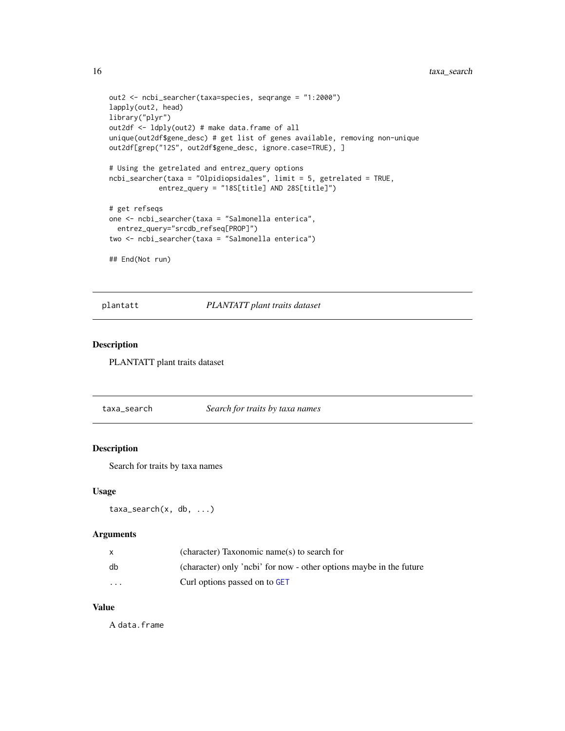```
out2 <- ncbi_searcher(taxa=species, seqrange = "1:2000")
lapply(out2, head)
library("plyr")
out2df <- ldply(out2) # make data.frame of all
unique(out2df$gene_desc) # get list of genes available, removing non-unique
out2df[grep("12S", out2df$gene_desc, ignore.case=TRUE), ]

# Using the getrelated and entrez_query options
ncbi_searcher(taxa = "Olpidiopsidales", limit = 5, getrelated = TRUE,
            entrez_query = "18S[title] AND 28S[title]")

# get refseqs
one <- ncbi_searcher(taxa = "Salmonella enterica",
  entrez_query="srcdb_refseq[PROP]")
two <- ncbi_searcher(taxa = "Salmonella enterica")

## End(Not run)
```

## plantatt — *PLANTATT plant traits dataset*

### Description

PLANTATT plant traits dataset

## taxa_search — *Search for traits by taxa names*

### Description

Search for traits by taxa names

### Usage

```
taxa_search(x, db, ...)
```

### Arguments

| | |
|---|---|
| x | (character) Taxonomic name(s) to search for |
| db | (character) only 'ncbi' for now - other options maybe in the future |
| ... | Curl options passed on to GET |

### Value

A data.frame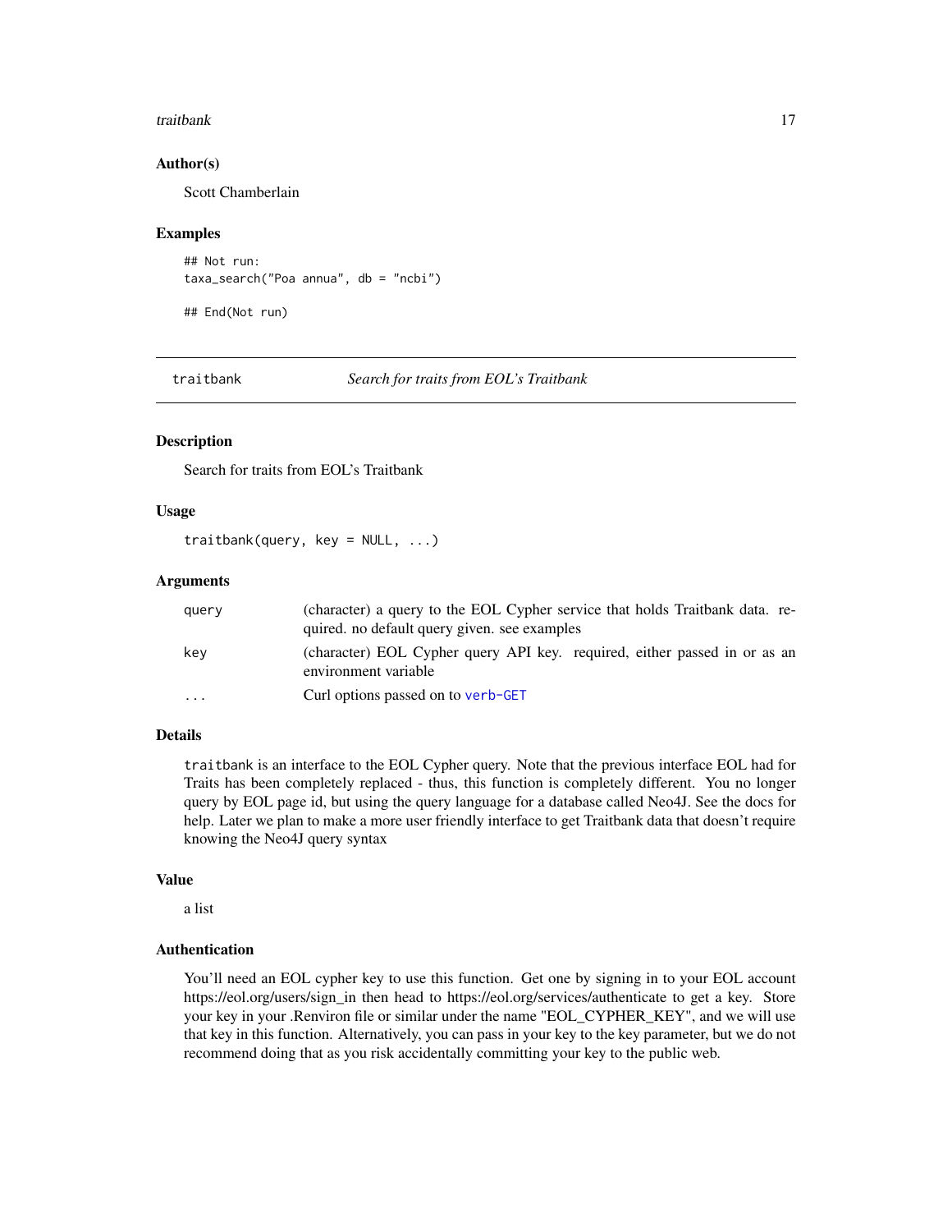### Author(s)

Scott Chamberlain

### Examples

```
## Not run:
taxa_search("Poa annua", db = "ncbi")

## End(Not run)
```

---

## traitbank &nbsp;&nbsp;&nbsp;&nbsp;&nbsp;&nbsp; *Search for traits from EOL's Traitbank*

---

### Description

Search for traits from EOL's Traitbank

### Usage

```
traitbank(query, key = NULL, ...)
```

### Arguments

| | |
|---|---|
| `query` | (character) a query to the EOL Cypher service that holds Traitbank data. required. no default query given. see examples |
| `key` | (character) EOL Cypher query API key. required, either passed in or as an environment variable |
| `...` | Curl options passed on to `verb-GET` |

### Details

`traitbank` is an interface to the EOL Cypher query. Note that the previous interface EOL had for Traits has been completely replaced - thus, this function is completely different. You no longer query by EOL page id, but using the query language for a database called Neo4J. See the docs for help. Later we plan to make a more user friendly interface to get Traitbank data that doesn't require knowing the Neo4J query syntax

### Value

a list

### Authentication

You'll need an EOL cypher key to use this function. Get one by signing in to your EOL account https://eol.org/users/sign_in then head to https://eol.org/services/authenticate to get a key. Store your key in your .Renviron file or similar under the name "EOL_CYPHER_KEY", and we will use that key in this function. Alternatively, you can pass in your key to the key parameter, but we do not recommend doing that as you risk accidentally committing your key to the public web.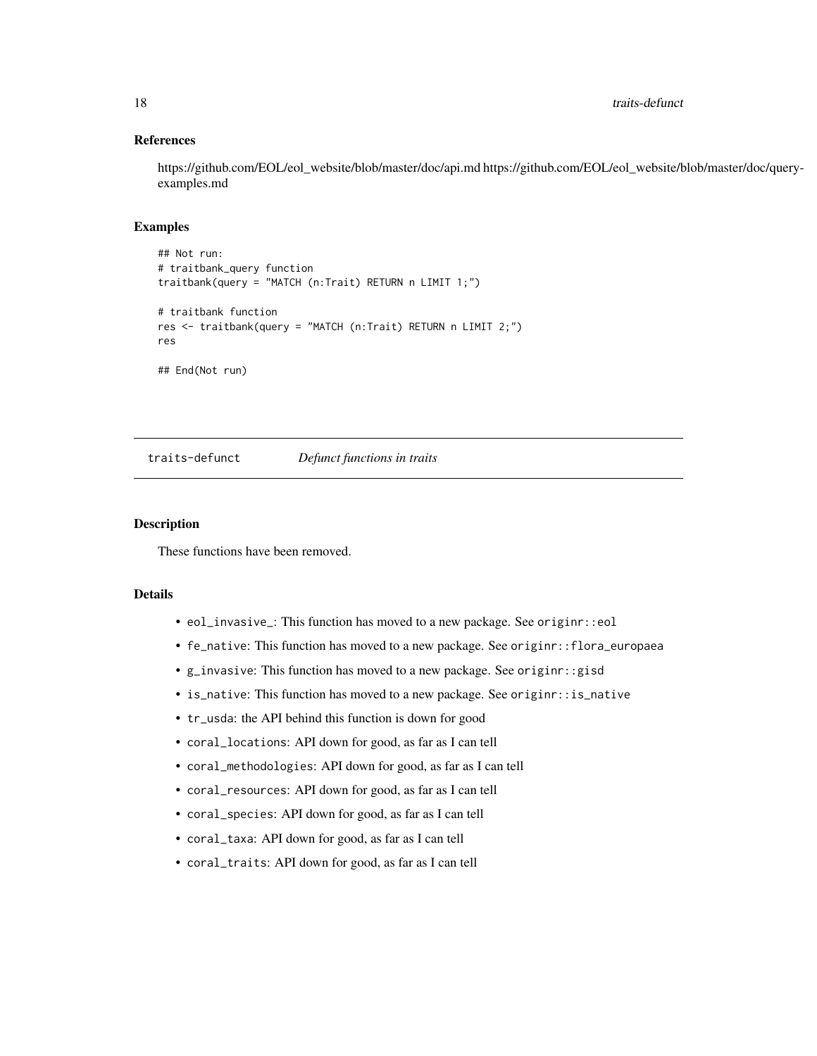### References

https://github.com/EOL/eol_website/blob/master/doc/api.md https://github.com/EOL/eol_website/blob/master/doc/query-examples.md

### Examples

```
## Not run:
# traitbank_query function
traitbank(query = "MATCH (n:Trait) RETURN n LIMIT 1;")

# traitbank function
res <- traitbank(query = "MATCH (n:Trait) RETURN n LIMIT 2;")
res

## End(Not run)
```

---

## traits-defunct — *Defunct functions in traits*

---

### Description

These functions have been removed.

### Details

- `eol_invasive_`: This function has moved to a new package. See `originr::eol`
- `fe_native`: This function has moved to a new package. See `originr::flora_europaea`
- `g_invasive`: This function has moved to a new package. See `originr::gisd`
- `is_native`: This function has moved to a new package. See `originr::is_native`
- `tr_usda`: the API behind this function is down for good
- `coral_locations`: API down for good, as far as I can tell
- `coral_methodologies`: API down for good, as far as I can tell
- `coral_resources`: API down for good, as far as I can tell
- `coral_species`: API down for good, as far as I can tell
- `coral_taxa`: API down for good, as far as I can tell
- `coral_traits`: API down for good, as far as I can tell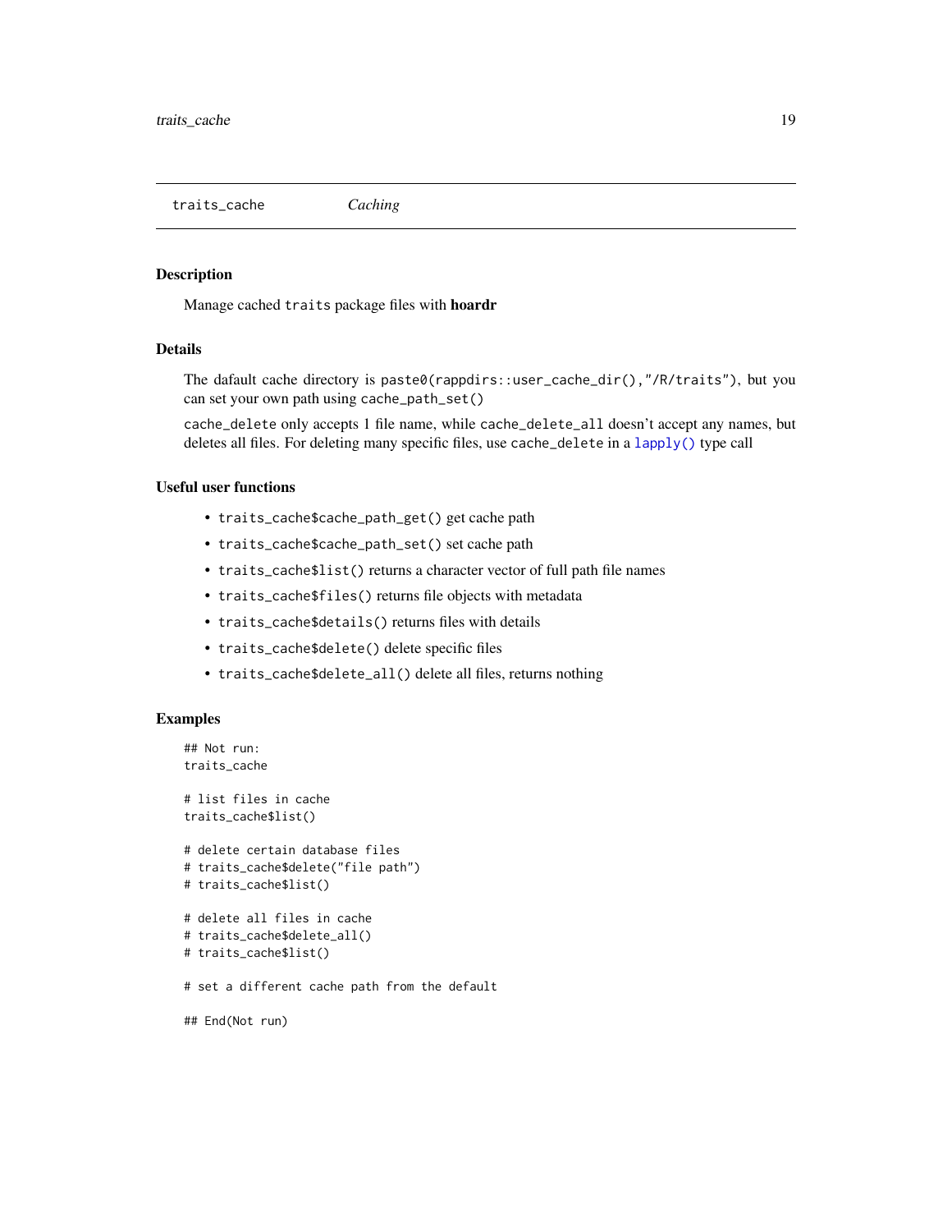## traits_cache *Caching*

### Description

Manage cached `traits` package files with **hoardr**

### Details

The dafault cache directory is `paste0(rappdirs::user_cache_dir(),"/R/traits")`, but you can set your own path using `cache_path_set()`

`cache_delete` only accepts 1 file name, while `cache_delete_all` doesn't accept any names, but deletes all files. For deleting many specific files, use `cache_delete` in a `lapply()` type call

### Useful user functions

- `traits_cache$cache_path_get()` get cache path
- `traits_cache$cache_path_set()` set cache path
- `traits_cache$list()` returns a character vector of full path file names
- `traits_cache$files()` returns file objects with metadata
- `traits_cache$details()` returns files with details
- `traits_cache$delete()` delete specific files
- `traits_cache$delete_all()` delete all files, returns nothing

### Examples

```
## Not run:
traits_cache

# list files in cache
traits_cache$list()

# delete certain database files
# traits_cache$delete("file path")
# traits_cache$list()

# delete all files in cache
# traits_cache$delete_all()
# traits_cache$list()

# set a different cache path from the default

## End(Not run)
```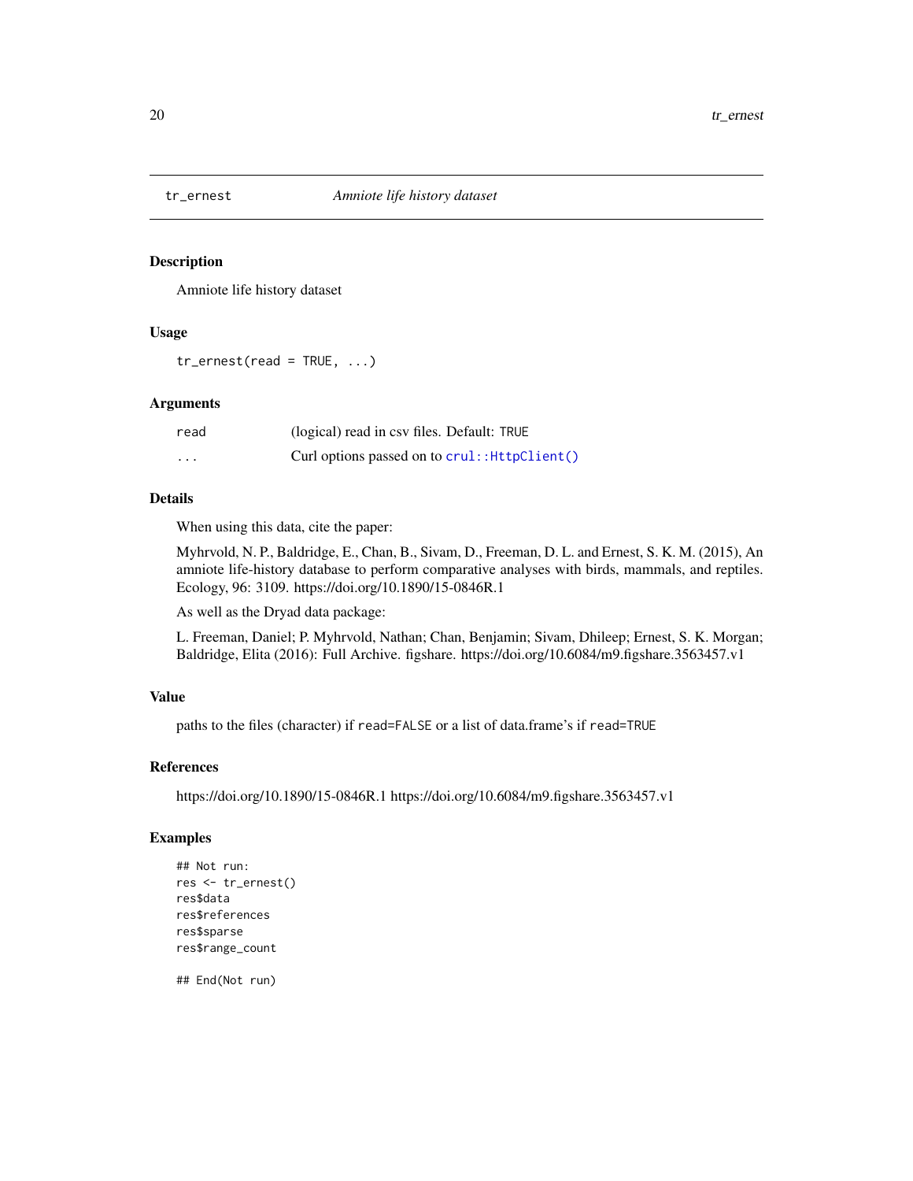## tr_ernest *Amniote life history dataset*

### Description

Amniote life history dataset

### Usage

```
tr_ernest(read = TRUE, ...)
```

### Arguments

| | |
|---|---|
| read | (logical) read in csv files. Default: TRUE |
| ... | Curl options passed on to crul::HttpClient() |

### Details

When using this data, cite the paper:

Myhrvold, N. P., Baldridge, E., Chan, B., Sivam, D., Freeman, D. L. and Ernest, S. K. M. (2015), An amniote life-history database to perform comparative analyses with birds, mammals, and reptiles. Ecology, 96: 3109. https://doi.org/10.1890/15-0846R.1

As well as the Dryad data package:

L. Freeman, Daniel; P. Myhrvold, Nathan; Chan, Benjamin; Sivam, Dhileep; Ernest, S. K. Morgan; Baldridge, Elita (2016): Full Archive. figshare. https://doi.org/10.6084/m9.figshare.3563457.v1

### Value

paths to the files (character) if read=FALSE or a list of data.frame's if read=TRUE

### References

https://doi.org/10.1890/15-0846R.1 https://doi.org/10.6084/m9.figshare.3563457.v1

### Examples

```
## Not run:
res <- tr_ernest()
res$data
res$references
res$sparse
res$range_count

## End(Not run)
```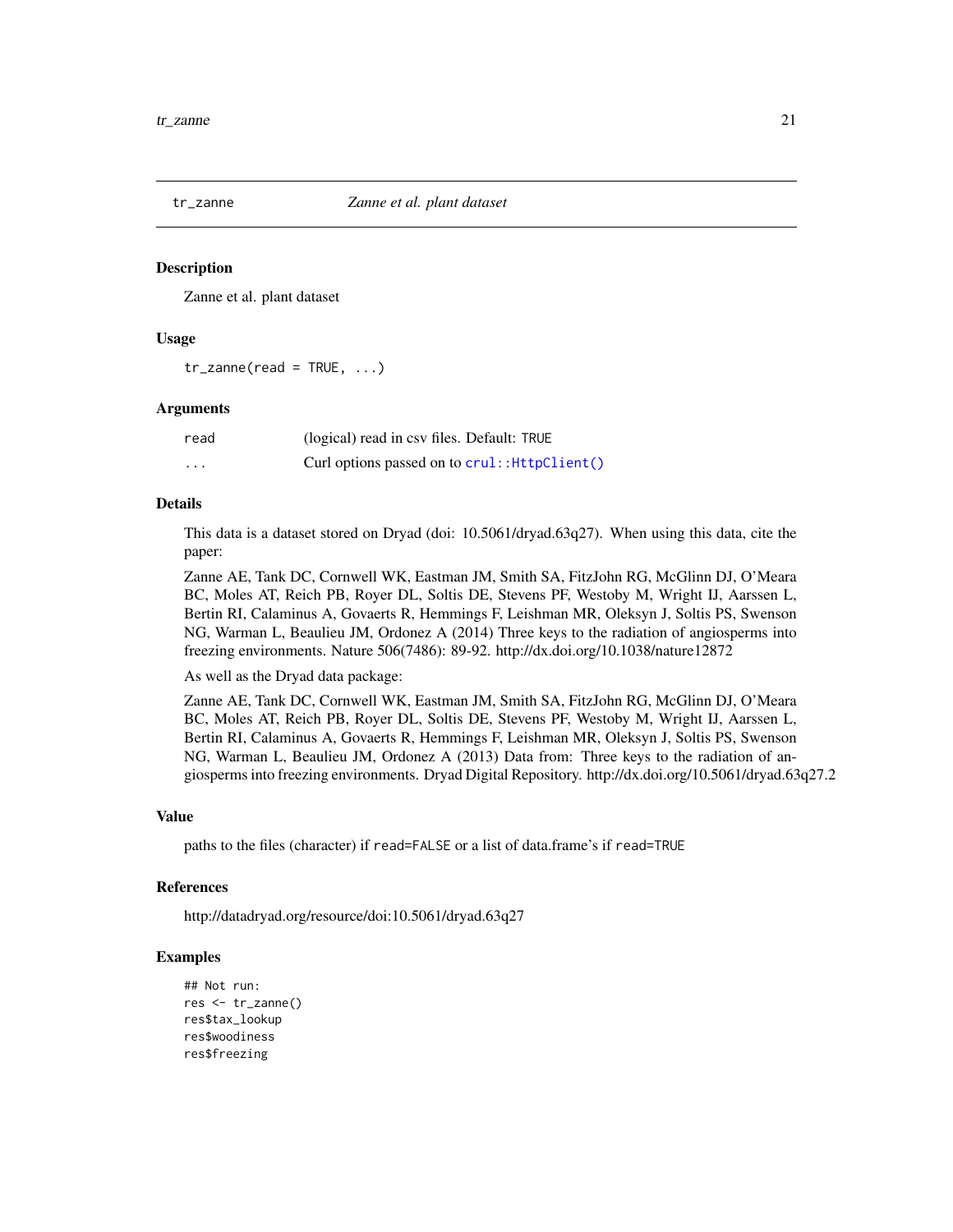## tr_zanne *Zanne et al. plant dataset*

### Description

Zanne et al. plant dataset

### Usage

```
tr_zanne(read = TRUE, ...)
```

### Arguments

| | |
|---|---|
| read | (logical) read in csv files. Default: TRUE |
| ... | Curl options passed on to `crul::HttpClient()` |

### Details

This data is a dataset stored on Dryad (doi: 10.5061/dryad.63q27). When using this data, cite the paper:

Zanne AE, Tank DC, Cornwell WK, Eastman JM, Smith SA, FitzJohn RG, McGlinn DJ, O'Meara BC, Moles AT, Reich PB, Royer DL, Soltis DE, Stevens PF, Westoby M, Wright IJ, Aarssen L, Bertin RI, Calaminus A, Govaerts R, Hemmings F, Leishman MR, Oleksyn J, Soltis PS, Swenson NG, Warman L, Beaulieu JM, Ordonez A (2014) Three keys to the radiation of angiosperms into freezing environments. Nature 506(7486): 89-92. http://dx.doi.org/10.1038/nature12872

As well as the Dryad data package:

Zanne AE, Tank DC, Cornwell WK, Eastman JM, Smith SA, FitzJohn RG, McGlinn DJ, O'Meara BC, Moles AT, Reich PB, Royer DL, Soltis DE, Stevens PF, Westoby M, Wright IJ, Aarssen L, Bertin RI, Calaminus A, Govaerts R, Hemmings F, Leishman MR, Oleksyn J, Soltis PS, Swenson NG, Warman L, Beaulieu JM, Ordonez A (2013) Data from: Three keys to the radiation of angiosperms into freezing environments. Dryad Digital Repository. http://dx.doi.org/10.5061/dryad.63q27.2

### Value

paths to the files (character) if `read=FALSE` or a list of data.frame's if `read=TRUE`

### References

http://datadryad.org/resource/doi:10.5061/dryad.63q27

### Examples

```
## Not run:
res <- tr_zanne()
res$tax_lookup
res$woodiness
res$freezing
```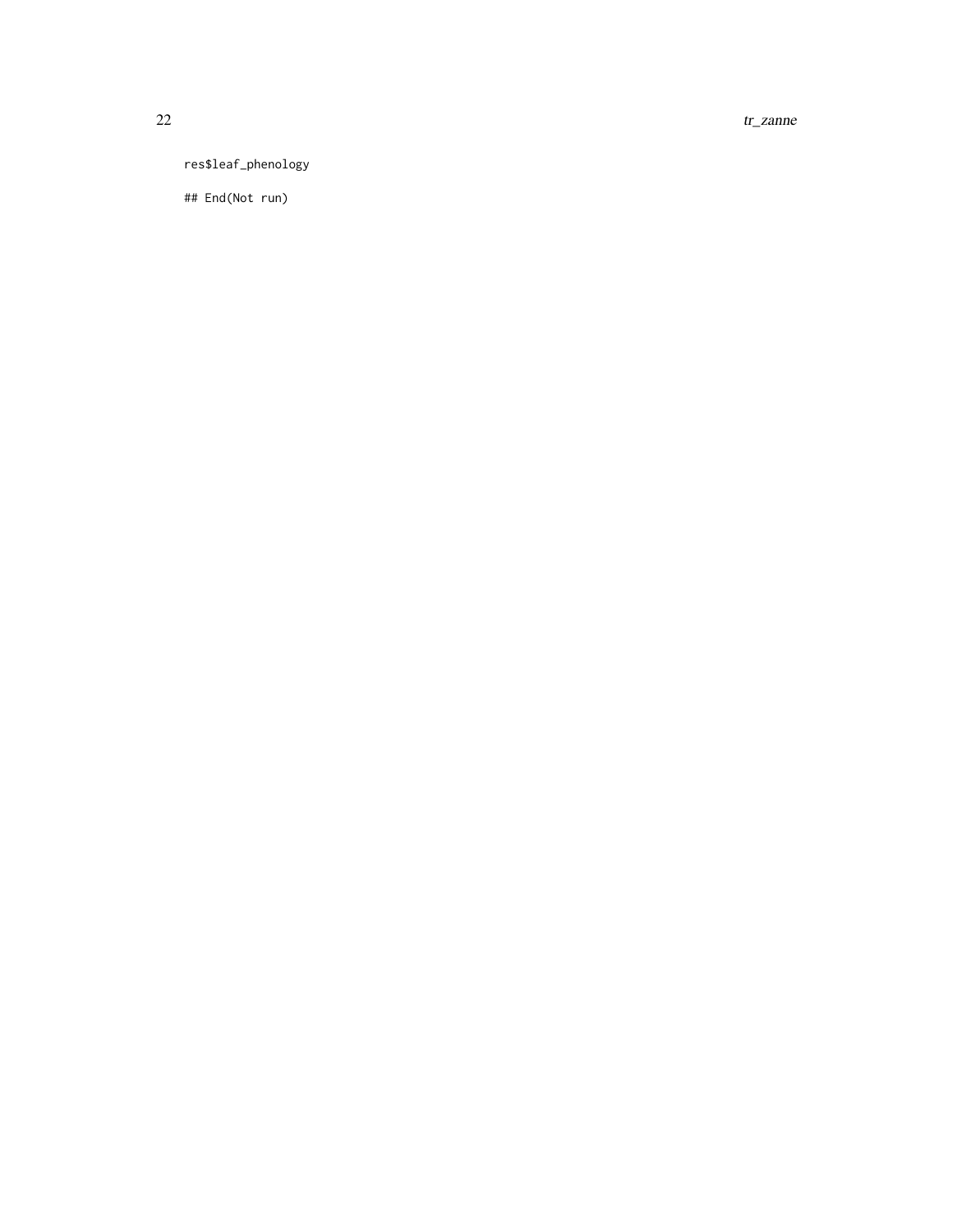```
res$leaf_phenology

## End(Not run)
```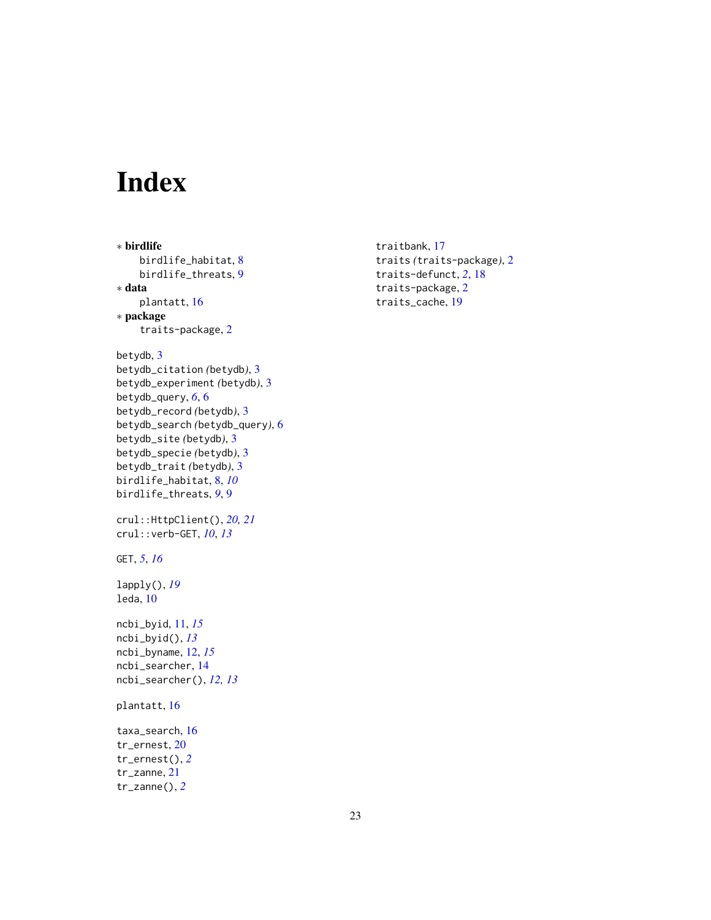# Index

∗ **birdlife**
  birdlife_habitat, 8
  birdlife_threats, 9

∗ **data**
  plantatt, 16

∗ **package**
  traits-package, 2

betydb, 3
betydb_citation *(*betydb*)*, 3
betydb_experiment *(*betydb*)*, 3
betydb_query, *6*, 6
betydb_record *(*betydb*)*, 3
betydb_search *(*betydb_query*)*, 6
betydb_site *(*betydb*)*, 3
betydb_specie *(*betydb*)*, 3
betydb_trait *(*betydb*)*, 3
birdlife_habitat, 8, *10*
birdlife_threats, *9*, 9

crul::HttpClient(), *20, 21*
crul::verb-GET, *10*, *13*

GET, *5*, *16*

lapply(), *19*
leda, 10

ncbi_byid, 11, *15*
ncbi_byid(), *13*
ncbi_byname, 12, *15*
ncbi_searcher, 14
ncbi_searcher(), *12, 13*

plantatt, 16

taxa_search, 16
tr_ernest, 20
tr_ernest(), *2*
tr_zanne, 21
tr_zanne(), *2*
traitbank, 17
traits *(*traits-package*)*, 2
traits-defunct, *2*, 18
traits-package, 2
traits_cache, 19